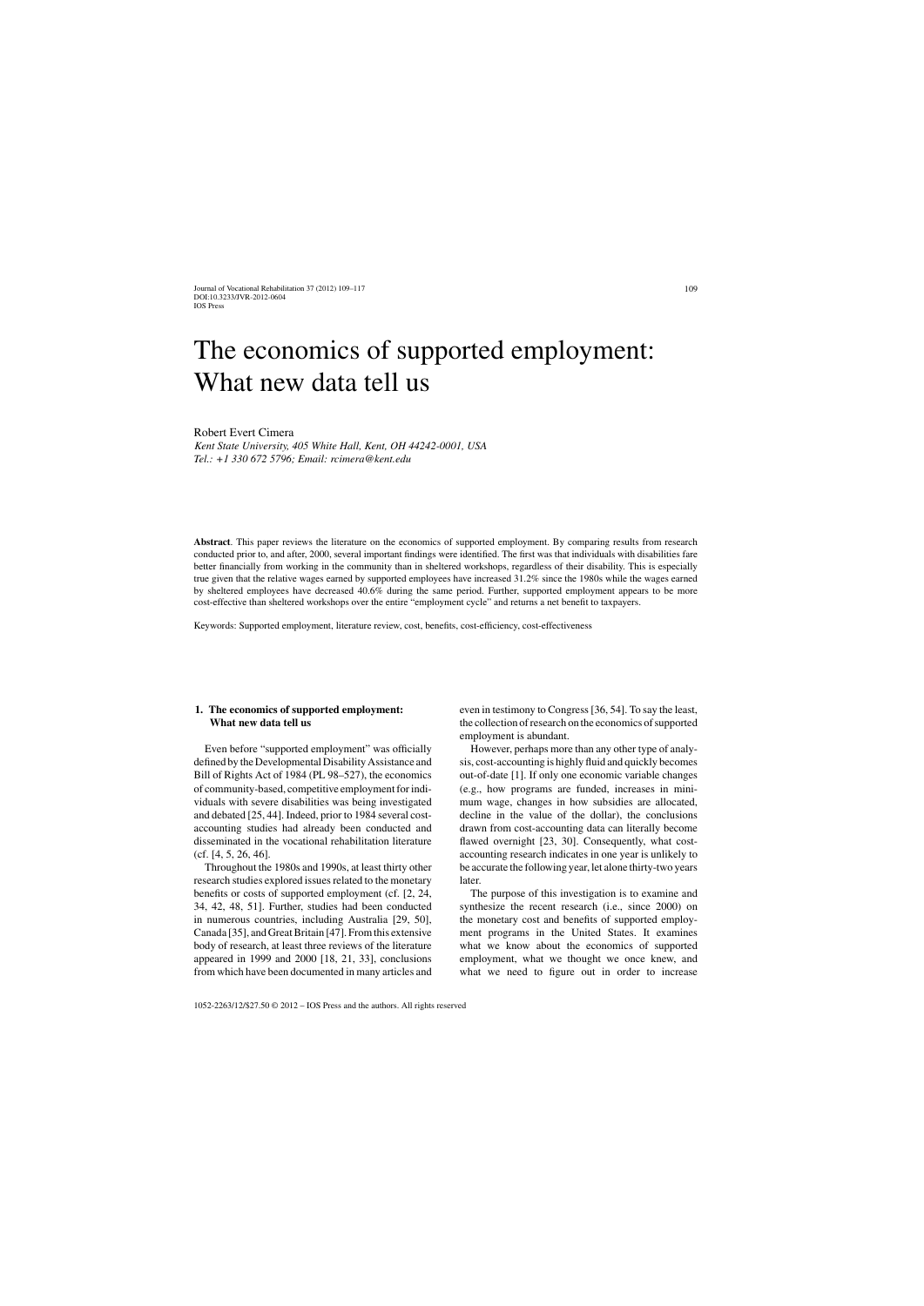# The economics of supported employment: What new data tell us

Robert Evert Cimera

*Kent State University, 405 White Hall, Kent, OH 44242-0001, USA*
*Tel.: +1 330 672 5796; Email: rcimera@kent.edu*

**Abstract**. This paper reviews the literature on the economics of supported employment. By comparing results from research conducted prior to, and after, 2000, several important findings were identified. The first was that individuals with disabilities fare better financially from working in the community than in sheltered workshops, regardless of their disability. This is especially true given that the relative wages earned by supported employees have increased 31.2% since the 1980s while the wages earned by sheltered employees have decreased 40.6% during the same period. Further, supported employment appears to be more cost-effective than sheltered workshops over the entire "employment cycle" and returns a net benefit to taxpayers.

Keywords: Supported employment, literature review, cost, benefits, cost-efficiency, cost-effectiveness

## 1. The economics of supported employment: What new data tell us

Even before "supported employment" was officially defined by the Developmental Disability Assistance and Bill of Rights Act of 1984 (PL 98–527), the economics of community-based, competitive employment for individuals with severe disabilities was being investigated and debated [25, 44]. Indeed, prior to 1984 several cost-accounting studies had already been conducted and disseminated in the vocational rehabilitation literature (cf. [4, 5, 26, 46].

Throughout the 1980s and 1990s, at least thirty other research studies explored issues related to the monetary benefits or costs of supported employment (cf. [2, 24, 34, 42, 48, 51]. Further, studies had been conducted in numerous countries, including Australia [29, 50], Canada [35], and Great Britain [47]. From this extensive body of research, at least three reviews of the literature appeared in 1999 and 2000 [18, 21, 33], conclusions from which have been documented in many articles and even in testimony to Congress [36, 54]. To say the least, the collection of research on the economics of supported employment is abundant.

However, perhaps more than any other type of analysis, cost-accounting is highly fluid and quickly becomes out-of-date [1]. If only one economic variable changes (e.g., how programs are funded, increases in minimum wage, changes in how subsidies are allocated, decline in the value of the dollar), the conclusions drawn from cost-accounting data can literally become flawed overnight [23, 30]. Consequently, what cost-accounting research indicates in one year is unlikely to be accurate the following year, let alone thirty-two years later.

The purpose of this investigation is to examine and synthesize the recent research (i.e., since 2000) on the monetary cost and benefits of supported employment programs in the United States. It examines what we know about the economics of supported employment, what we thought we once knew, and what we need to figure out in order to increase

1052-2263/12/$27.50 © 2012 – IOS Press and the authors. All rights reserved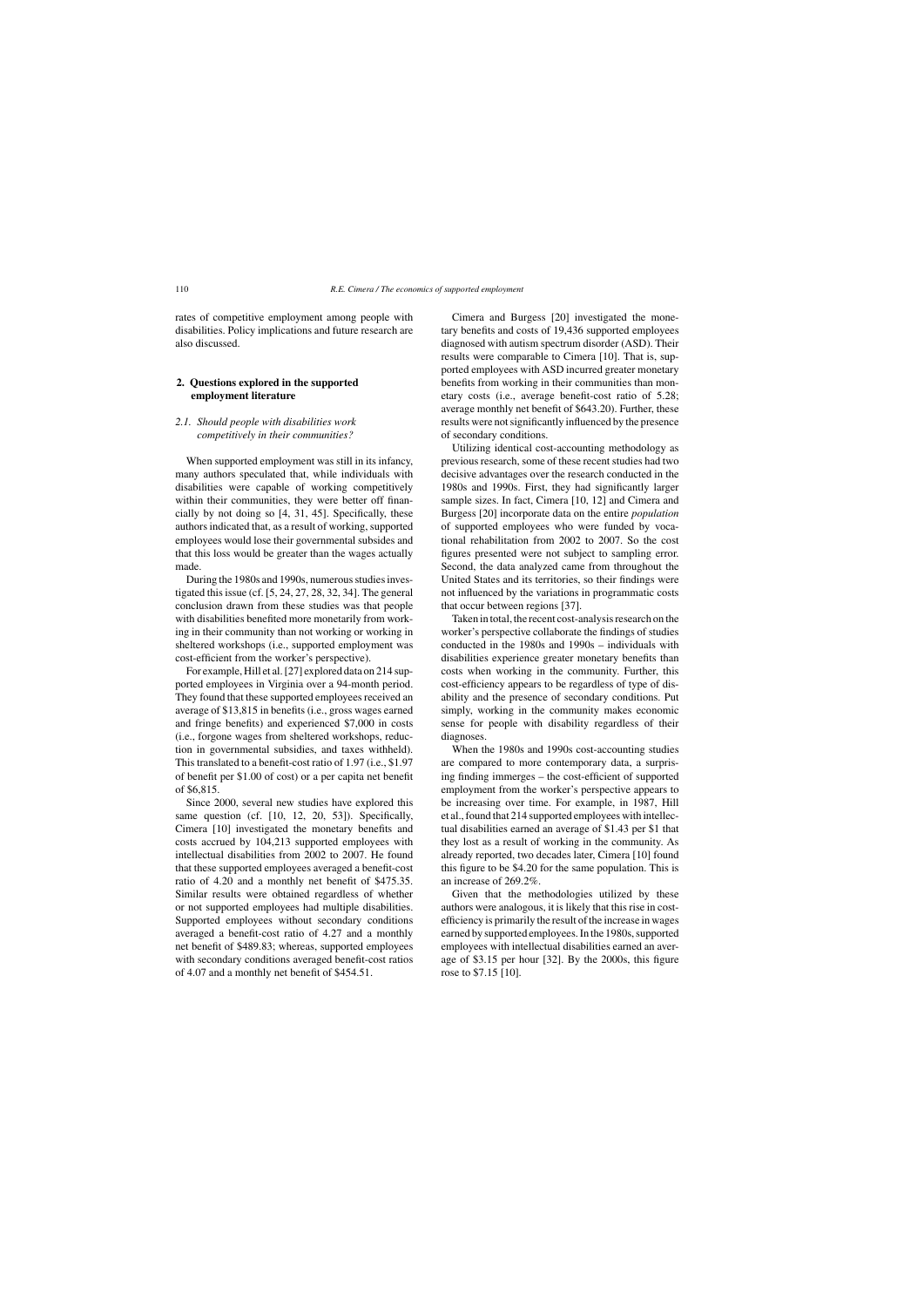rates of competitive employment among people with disabilities. Policy implications and future research are also discussed.

## 2. Questions explored in the supported employment literature

### 2.1. *Should people with disabilities work competitively in their communities?*

When supported employment was still in its infancy, many authors speculated that, while individuals with disabilities were capable of working competitively within their communities, they were better off financially by not doing so [4, 31, 45]. Specifically, these authors indicated that, as a result of working, supported employees would lose their governmental subsides and that this loss would be greater than the wages actually made.

During the 1980s and 1990s, numerous studies investigated this issue (cf. [5, 24, 27, 28, 32, 34]. The general conclusion drawn from these studies was that people with disabilities benefited more monetarily from working in their community than not working or working in sheltered workshops (i.e., supported employment was cost-efficient from the worker's perspective).

For example, Hill et al. [27] explored data on 214 supported employees in Virginia over a 94-month period. They found that these supported employees received an average of $13,815 in benefits (i.e., gross wages earned and fringe benefits) and experienced $7,000 in costs (i.e., forgone wages from sheltered workshops, reduction in governmental subsidies, and taxes withheld). This translated to a benefit-cost ratio of 1.97 (i.e., $1.97 of benefit per $1.00 of cost) or a per capita net benefit of $6,815.

Since 2000, several new studies have explored this same question (cf. [10, 12, 20, 53]). Specifically, Cimera [10] investigated the monetary benefits and costs accrued by 104,213 supported employees with intellectual disabilities from 2002 to 2007. He found that these supported employees averaged a benefit-cost ratio of 4.20 and a monthly net benefit of $475.35. Similar results were obtained regardless of whether or not supported employees had multiple disabilities. Supported employees without secondary conditions averaged a benefit-cost ratio of 4.27 and a monthly net benefit of $489.83; whereas, supported employees with secondary conditions averaged benefit-cost ratios of 4.07 and a monthly net benefit of $454.51.

Cimera and Burgess [20] investigated the monetary benefits and costs of 19,436 supported employees diagnosed with autism spectrum disorder (ASD). Their results were comparable to Cimera [10]. That is, supported employees with ASD incurred greater monetary benefits from working in their communities than monetary costs (i.e., average benefit-cost ratio of 5.28; average monthly net benefit of $643.20). Further, these results were not significantly influenced by the presence of secondary conditions.

Utilizing identical cost-accounting methodology as previous research, some of these recent studies had two decisive advantages over the research conducted in the 1980s and 1990s. First, they had significantly larger sample sizes. In fact, Cimera [10, 12] and Cimera and Burgess [20] incorporate data on the entire *population* of supported employees who were funded by vocational rehabilitation from 2002 to 2007. So the cost figures presented were not subject to sampling error. Second, the data analyzed came from throughout the United States and its territories, so their findings were not influenced by the variations in programmatic costs that occur between regions [37].

Taken in total, the recent cost-analysis research on the worker's perspective collaborate the findings of studies conducted in the 1980s and 1990s – individuals with disabilities experience greater monetary benefits than costs when working in the community. Further, this cost-efficiency appears to be regardless of type of disability and the presence of secondary conditions. Put simply, working in the community makes economic sense for people with disability regardless of their diagnoses.

When the 1980s and 1990s cost-accounting studies are compared to more contemporary data, a surprising finding immerges – the cost-efficient of supported employment from the worker's perspective appears to be increasing over time. For example, in 1987, Hill et al., found that 214 supported employees with intellectual disabilities earned an average of $1.43 per $1 that they lost as a result of working in the community. As already reported, two decades later, Cimera [10] found this figure to be $4.20 for the same population. This is an increase of 269.2%.

Given that the methodologies utilized by these authors were analogous, it is likely that this rise in cost-efficiency is primarily the result of the increase in wages earned by supported employees. In the 1980s, supported employees with intellectual disabilities earned an average of $3.15 per hour [32]. By the 2000s, this figure rose to $7.15 [10].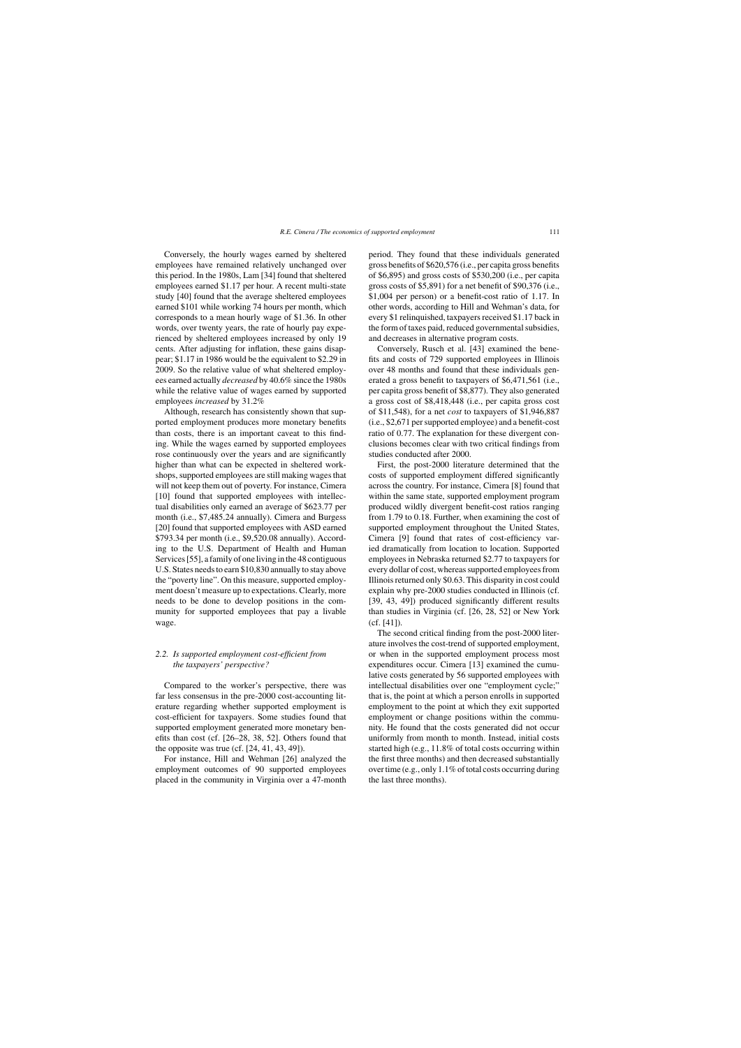Conversely, the hourly wages earned by sheltered employees have remained relatively unchanged over this period. In the 1980s, Lam [34] found that sheltered employees earned $1.17 per hour. A recent multi-state study [40] found that the average sheltered employees earned $101 while working 74 hours per month, which corresponds to a mean hourly wage of $1.36. In other words, over twenty years, the rate of hourly pay experienced by sheltered employees increased by only 19 cents. After adjusting for inflation, these gains disappear; $1.17 in 1986 would be the equivalent to $2.29 in 2009. So the relative value of what sheltered employees earned actually *decreased* by 40.6% since the 1980s while the relative value of wages earned by supported employees *increased* by 31.2%

Although, research has consistently shown that supported employment produces more monetary benefits than costs, there is an important caveat to this finding. While the wages earned by supported employees rose continuously over the years and are significantly higher than what can be expected in sheltered workshops, supported employees are still making wages that will not keep them out of poverty. For instance, Cimera [10] found that supported employees with intellectual disabilities only earned an average of $623.77 per month (i.e., $7,485.24 annually). Cimera and Burgess [20] found that supported employees with ASD earned $793.34 per month (i.e., $9,520.08 annually). According to the U.S. Department of Health and Human Services [55], a family of one living in the 48 contiguous U.S. States needs to earn $10,830 annually to stay above the "poverty line". On this measure, supported employment doesn't measure up to expectations. Clearly, more needs to be done to develop positions in the community for supported employees that pay a livable wage.

### 2.2. Is supported employment cost-efficient from the taxpayers' perspective?

Compared to the worker's perspective, there was far less consensus in the pre-2000 cost-accounting literature regarding whether supported employment is cost-efficient for taxpayers. Some studies found that supported employment generated more monetary benefits than cost (cf. [26–28, 38, 52]. Others found that the opposite was true (cf. [24, 41, 43, 49]).

For instance, Hill and Wehman [26] analyzed the employment outcomes of 90 supported employees placed in the community in Virginia over a 47-month period. They found that these individuals generated gross benefits of $620,576 (i.e., per capita gross benefits of $6,895) and gross costs of $530,200 (i.e., per capita gross costs of $5,891) for a net benefit of $90,376 (i.e., $1,004 per person) or a benefit-cost ratio of 1.17. In other words, according to Hill and Wehman's data, for every $1 relinquished, taxpayers received $1.17 back in the form of taxes paid, reduced governmental subsidies, and decreases in alternative program costs.

Conversely, Rusch et al. [43] examined the benefits and costs of 729 supported employees in Illinois over 48 months and found that these individuals generated a gross benefit to taxpayers of $6,471,561 (i.e., per capita gross benefit of $8,877). They also generated a gross cost of $8,418,448 (i.e., per capita gross cost of $11,548), for a net *cost* to taxpayers of $1,946,887 (i.e., $2,671 per supported employee) and a benefit-cost ratio of 0.77. The explanation for these divergent conclusions becomes clear with two critical findings from studies conducted after 2000.

First, the post-2000 literature determined that the costs of supported employment differed significantly across the country. For instance, Cimera [8] found that within the same state, supported employment program produced wildly divergent benefit-cost ratios ranging from 1.79 to 0.18. Further, when examining the cost of supported employment throughout the United States, Cimera [9] found that rates of cost-efficiency varied dramatically from location to location. Supported employees in Nebraska returned $2.77 to taxpayers for every dollar of cost, whereas supported employees from Illinois returned only $0.63. This disparity in cost could explain why pre-2000 studies conducted in Illinois (cf. [39, 43, 49]) produced significantly different results than studies in Virginia (cf. [26, 28, 52] or New York (cf. [41]).

The second critical finding from the post-2000 literature involves the cost-trend of supported employment, or when in the supported employment process most expenditures occur. Cimera [13] examined the cumulative costs generated by 56 supported employees with intellectual disabilities over one "employment cycle;" that is, the point at which a person enrolls in supported employment to the point at which they exit supported employment or change positions within the community. He found that the costs generated did not occur uniformly from month to month. Instead, initial costs started high (e.g., 11.8% of total costs occurring within the first three months) and then decreased substantially over time (e.g., only 1.1% of total costs occurring during the last three months).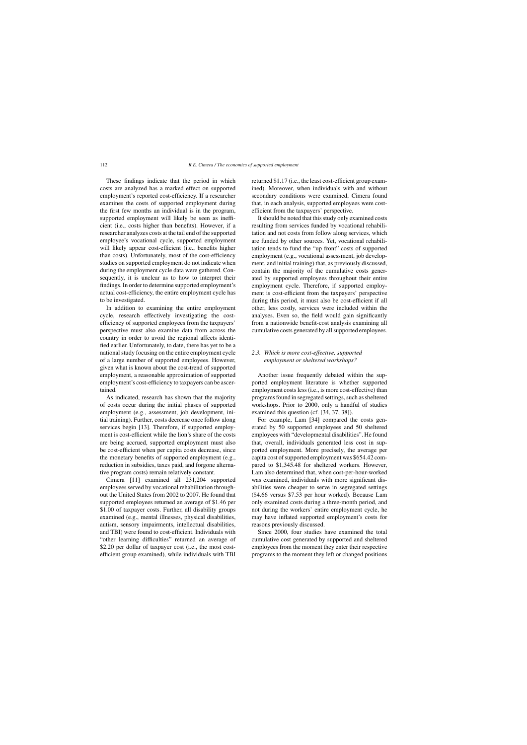These findings indicate that the period in which costs are analyzed has a marked effect on supported employment's reported cost-efficiency. If a researcher examines the costs of supported employment during the first few months an individual is in the program, supported employment will likely be seen as inefficient (i.e., costs higher than benefits). However, if a researcher analyzes costs at the tail end of the supported employee's vocational cycle, supported employment will likely appear cost-efficient (i.e., benefits higher than costs). Unfortunately, most of the cost-efficiency studies on supported employment do not indicate when during the employment cycle data were gathered. Consequently, it is unclear as to how to interpret their findings. In order to determine supported employment's actual cost-efficiency, the entire employment cycle has to be investigated.

In addition to examining the entire employment cycle, research effectively investigating the cost-efficiency of supported employees from the taxpayers' perspective must also examine data from across the country in order to avoid the regional affects identified earlier. Unfortunately, to date, there has yet to be a national study focusing on the entire employment cycle of a large number of supported employees. However, given what is known about the cost-trend of supported employment, a reasonable approximation of supported employment's cost-efficiency to taxpayers can be ascertained.

As indicated, research has shown that the majority of costs occur during the initial phases of supported employment (e.g., assessment, job development, initial training). Further, costs decrease once follow along services begin [13]. Therefore, if supported employment is cost-efficient while the lion's share of the costs are being accrued, supported employment must also be cost-efficient when per capita costs decrease, since the monetary benefits of supported employment (e.g., reduction in subsidies, taxes paid, and forgone alternative program costs) remain relatively constant.

Cimera [11] examined all 231,204 supported employees served by vocational rehabilitation throughout the United States from 2002 to 2007. He found that supported employees returned an average of $1.46 per $1.00 of taxpayer costs. Further, all disability groups examined (e.g., mental illnesses, physical disabilities, autism, sensory impairments, intellectual disabilities, and TBI) were found to cost-efficient. Individuals with "other learning difficulties" returned an average of $2.20 per dollar of taxpayer cost (i.e., the most cost-efficient group examined), while individuals with TBI returned $1.17 (i.e., the least cost-efficient group examined). Moreover, when individuals with and without secondary conditions were examined, Cimera found that, in each analysis, supported employees were cost-efficient from the taxpayers' perspective.

It should be noted that this study only examined costs resulting from services funded by vocational rehabilitation and not costs from follow along services, which are funded by other sources. Yet, vocational rehabilitation tends to fund the "up front" costs of supported employment (e.g., vocational assessment, job development, and initial training) that, as previously discussed, contain the majority of the cumulative costs generated by supported employees throughout their entire employment cycle. Therefore, if supported employment is cost-efficient from the taxpayers' perspective during this period, it must also be cost-efficient if all other, less costly, services were included within the analyses. Even so, the field would gain significantly from a nationwide benefit-cost analysis examining all cumulative costs generated by all supported employees.

### 2.3. *Which is more cost-effective, supported employment or sheltered workshops?*

Another issue frequently debated within the supported employment literature is whether supported employment costs less (i.e., is more cost-effective) than programs found in segregated settings, such as sheltered workshops. Prior to 2000, only a handful of studies examined this question (cf. [34, 37, 38]).

For example, Lam [34] compared the costs generated by 50 supported employees and 50 sheltered employees with "developmental disabilities". He found that, overall, individuals generated less cost in supported employment. More precisely, the average per capita cost of supported employment was $654.42 compared to $1,345.48 for sheltered workers. However, Lam also determined that, when cost-per-hour-worked was examined, individuals with more significant disabilities were cheaper to serve in segregated settings ($4.66 versus $7.53 per hour worked). Because Lam only examined costs during a three-month period, and not during the workers' entire employment cycle, he may have inflated supported employment's costs for reasons previously discussed.

Since 2000, four studies have examined the total cumulative cost generated by supported and sheltered employees from the moment they enter their respective programs to the moment they left or changed positions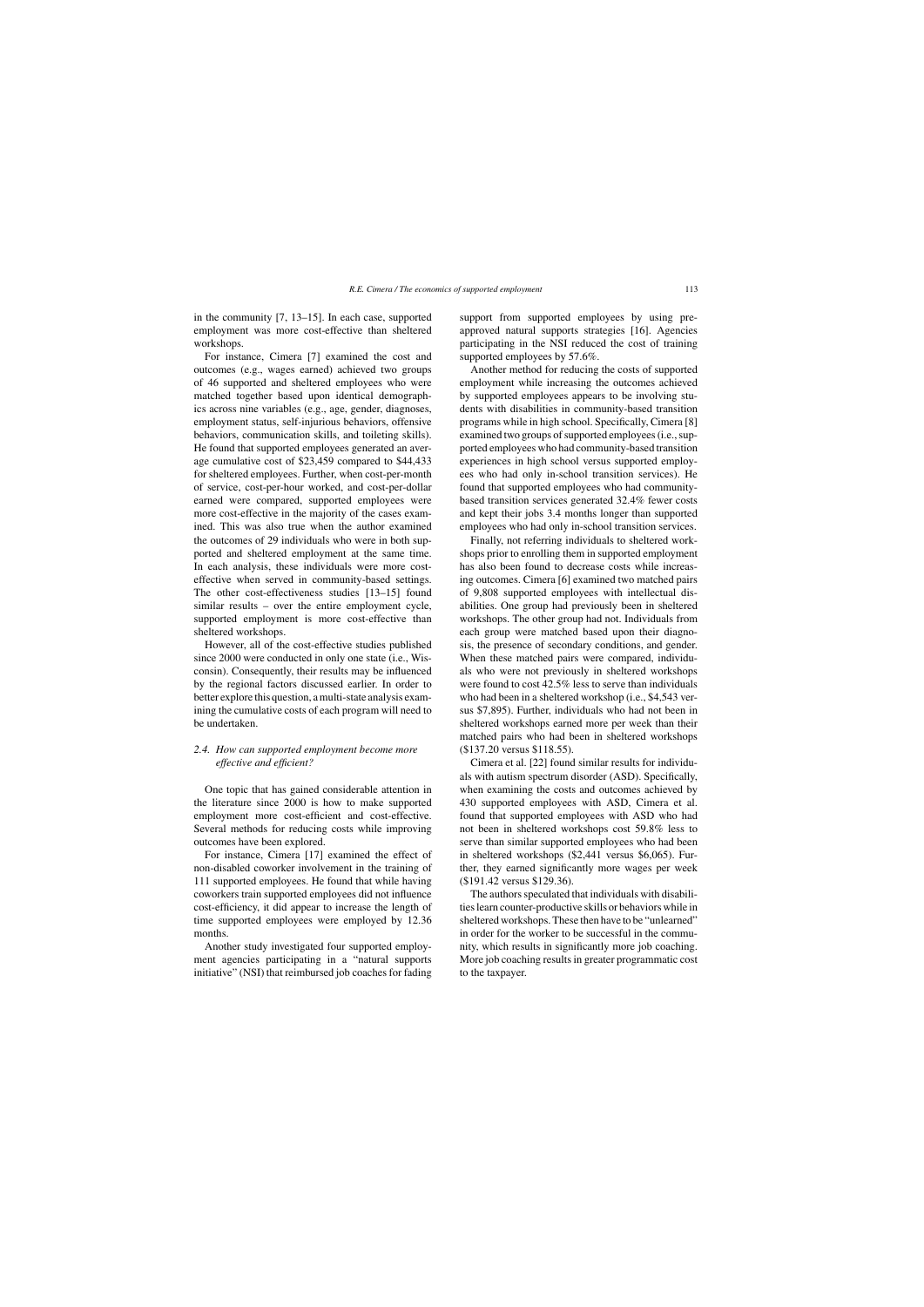in the community [7, 13–15]. In each case, supported employment was more cost-effective than sheltered workshops.

For instance, Cimera [7] examined the cost and outcomes (e.g., wages earned) achieved two groups of 46 supported and sheltered employees who were matched together based upon identical demographics across nine variables (e.g., age, gender, diagnoses, employment status, self-injurious behaviors, offensive behaviors, communication skills, and toileting skills). He found that supported employees generated an average cumulative cost of $23,459 compared to $44,433 for sheltered employees. Further, when cost-per-month of service, cost-per-hour worked, and cost-per-dollar earned were compared, supported employees were more cost-effective in the majority of the cases examined. This was also true when the author examined the outcomes of 29 individuals who were in both supported and sheltered employment at the same time. In each analysis, these individuals were more cost-effective when served in community-based settings. The other cost-effectiveness studies [13–15] found similar results – over the entire employment cycle, supported employment is more cost-effective than sheltered workshops.

However, all of the cost-effective studies published since 2000 were conducted in only one state (i.e., Wisconsin). Consequently, their results may be influenced by the regional factors discussed earlier. In order to better explore this question, a multi-state analysis examining the cumulative costs of each program will need to be undertaken.

### *2.4. How can supported employment become more effective and efficient?*

One topic that has gained considerable attention in the literature since 2000 is how to make supported employment more cost-efficient and cost-effective. Several methods for reducing costs while improving outcomes have been explored.

For instance, Cimera [17] examined the effect of non-disabled coworker involvement in the training of 111 supported employees. He found that while having coworkers train supported employees did not influence cost-efficiency, it did appear to increase the length of time supported employees were employed by 12.36 months.

Another study investigated four supported employment agencies participating in a "natural supports initiative" (NSI) that reimbursed job coaches for fading support from supported employees by using pre-approved natural supports strategies [16]. Agencies participating in the NSI reduced the cost of training supported employees by 57.6%.

Another method for reducing the costs of supported employment while increasing the outcomes achieved by supported employees appears to be involving students with disabilities in community-based transition programs while in high school. Specifically, Cimera [8] examined two groups of supported employees (i.e., supported employees who had community-based transition experiences in high school versus supported employees who had only in-school transition services). He found that supported employees who had community-based transition services generated 32.4% fewer costs and kept their jobs 3.4 months longer than supported employees who had only in-school transition services.

Finally, not referring individuals to sheltered workshops prior to enrolling them in supported employment has also been found to decrease costs while increasing outcomes. Cimera [6] examined two matched pairs of 9,808 supported employees with intellectual disabilities. One group had previously been in sheltered workshops. The other group had not. Individuals from each group were matched based upon their diagnosis, the presence of secondary conditions, and gender. When these matched pairs were compared, individuals who were not previously in sheltered workshops were found to cost 42.5% less to serve than individuals who had been in a sheltered workshop (i.e., $4,543 versus $7,895). Further, individuals who had not been in sheltered workshops earned more per week than their matched pairs who had been in sheltered workshops ($137.20 versus $118.55).

Cimera et al. [22] found similar results for individuals with autism spectrum disorder (ASD). Specifically, when examining the costs and outcomes achieved by 430 supported employees with ASD, Cimera et al. found that supported employees with ASD who had not been in sheltered workshops cost 59.8% less to serve than similar supported employees who had been in sheltered workshops ($2,441 versus $6,065). Further, they earned significantly more wages per week ($191.42 versus $129.36).

The authors speculated that individuals with disabilities learn counter-productive skills or behaviors while in sheltered workshops. These then have to be "unlearned" in order for the worker to be successful in the community, which results in significantly more job coaching. More job coaching results in greater programmatic cost to the taxpayer.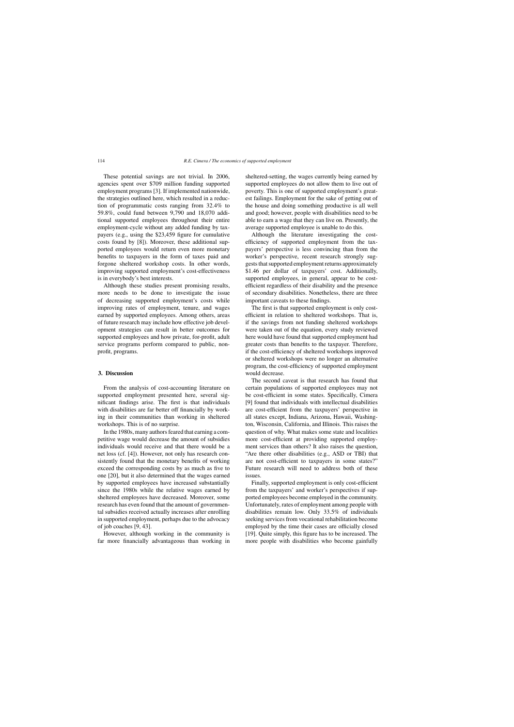These potential savings are not trivial. In 2006, agencies spent over $709 million funding supported employment programs [3]. If implemented nationwide, the strategies outlined here, which resulted in a reduction of programmatic costs ranging from 32.4% to 59.8%, could fund between 9,790 and 18,070 additional supported employees throughout their entire employment-cycle without any added funding by taxpayers (e.g., using the $23,459 figure for cumulative costs found by [8]). Moreover, these additional supported employees would return even more monetary benefits to taxpayers in the form of taxes paid and forgone sheltered workshop costs. In other words, improving supported employment's cost-effectiveness is in everybody's best interests.

Although these studies present promising results, more needs to be done to investigate the issue of decreasing supported employment's costs while improving rates of employment, tenure, and wages earned by supported employees. Among others, areas of future research may include how effective job development strategies can result in better outcomes for supported employees and how private, for-profit, adult service programs perform compared to public, non-profit, programs.

## 3. Discussion

From the analysis of cost-accounting literature on supported employment presented here, several significant findings arise. The first is that individuals with disabilities are far better off financially by working in their communities than working in sheltered workshops. This is of no surprise.

In the 1980s, many authors feared that earning a competitive wage would decrease the amount of subsidies individuals would receive and that there would be a net loss (cf. [4]). However, not only has research consistently found that the monetary benefits of working exceed the corresponding costs by as much as five to one [20], but it also determined that the wages earned by supported employees have increased substantially since the 1980s while the relative wages earned by sheltered employees have decreased. Moreover, some research has even found that the amount of governmental subsidies received actually increases after enrolling in supported employment, perhaps due to the advocacy of job coaches [9, 43].

However, although working in the community is far more financially advantageous than working in sheltered-setting, the wages currently being earned by supported employees do not allow them to live out of poverty. This is one of supported employment's greatest failings. Employment for the sake of getting out of the house and doing something productive is all well and good; however, people with disabilities need to be able to earn a wage that they can live on. Presently, the average supported employee is unable to do this.

Although the literature investigating the cost-efficiency of supported employment from the taxpayers' perspective is less convincing than from the worker's perspective, recent research strongly suggests that supported employment returns approximately $1.46 per dollar of taxpayers' cost. Additionally, supported employees, in general, appear to be cost-efficient regardless of their disability and the presence of secondary disabilities. Nonetheless, there are three important caveats to these findings.

The first is that supported employment is only cost-efficient in relation to sheltered workshops. That is, if the savings from not funding sheltered workshops were taken out of the equation, every study reviewed here would have found that supported employment had greater costs than benefits to the taxpayer. Therefore, if the cost-efficiency of sheltered workshops improved or sheltered workshops were no longer an alternative program, the cost-efficiency of supported employment would decrease.

The second caveat is that research has found that certain populations of supported employees may not be cost-efficient in some states. Specifically, Cimera [9] found that individuals with intellectual disabilities are cost-efficient from the taxpayers' perspective in all states except, Indiana, Arizona, Hawaii, Washington, Wisconsin, California, and Illinois. This raises the question of why. What makes some state and localities more cost-efficient at providing supported employment services than others? It also raises the question, "Are there other disabilities (e.g., ASD or TBI) that are not cost-efficient to taxpayers in some states?" Future research will need to address both of these issues.

Finally, supported employment is only cost-efficient from the taxpayers' and worker's perspectives if supported employees become employed in the community. Unfortunately, rates of employment among people with disabilities remain low. Only 33.5% of individuals seeking services from vocational rehabilitation become employed by the time their cases are officially closed [19]. Quite simply, this figure has to be increased. The more people with disabilities who become gainfully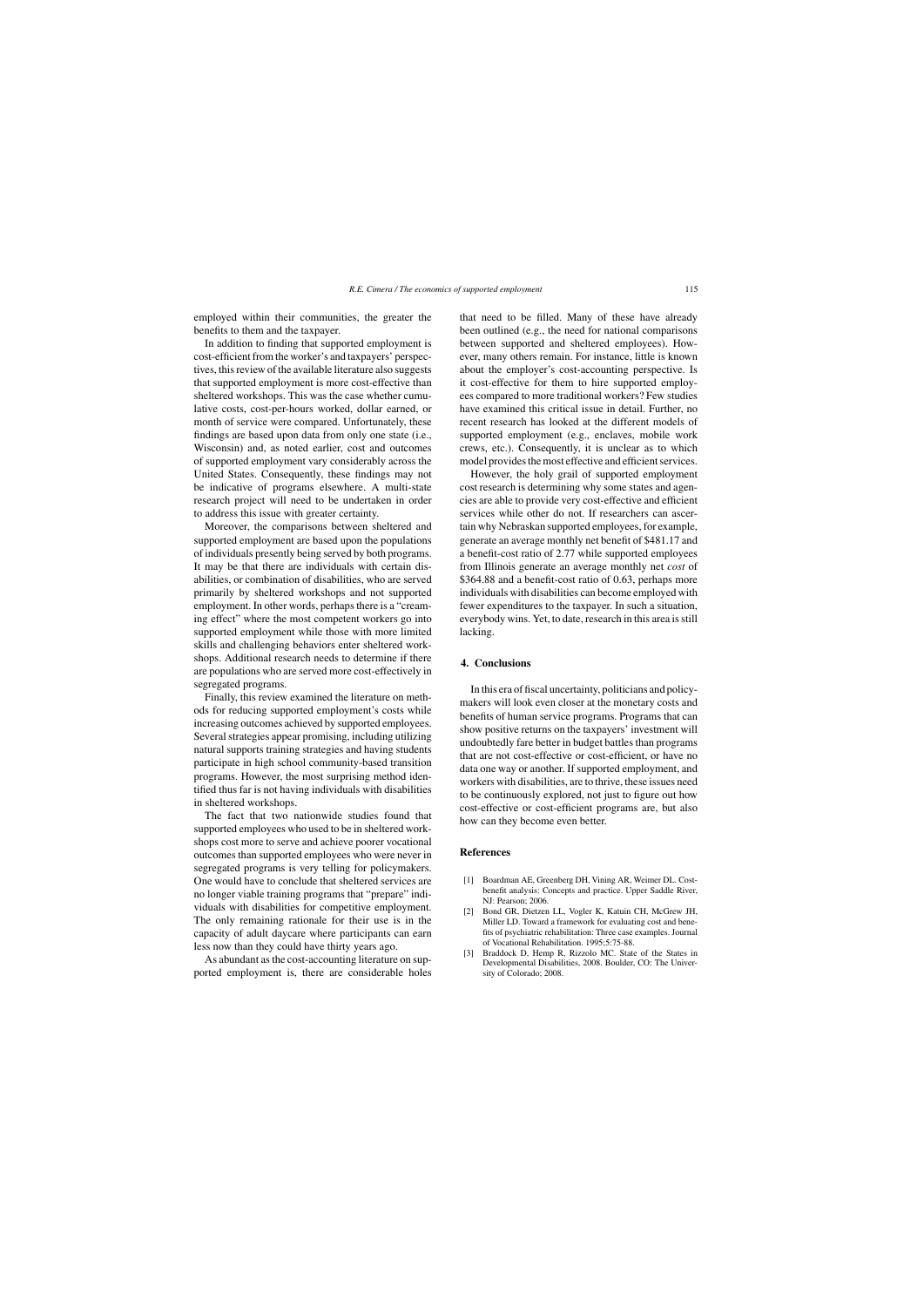employed within their communities, the greater the benefits to them and the taxpayer.

In addition to finding that supported employment is cost-efficient from the worker's and taxpayers' perspectives, this review of the available literature also suggests that supported employment is more cost-effective than sheltered workshops. This was the case whether cumulative costs, cost-per-hours worked, dollar earned, or month of service were compared. Unfortunately, these findings are based upon data from only one state (i.e., Wisconsin) and, as noted earlier, cost and outcomes of supported employment vary considerably across the United States. Consequently, these findings may not be indicative of programs elsewhere. A multi-state research project will need to be undertaken in order to address this issue with greater certainty.

Moreover, the comparisons between sheltered and supported employment are based upon the populations of individuals presently being served by both programs. It may be that there are individuals with certain disabilities, or combination of disabilities, who are served primarily by sheltered workshops and not supported employment. In other words, perhaps there is a "creaming effect" where the most competent workers go into supported employment while those with more limited skills and challenging behaviors enter sheltered workshops. Additional research needs to determine if there are populations who are served more cost-effectively in segregated programs.

Finally, this review examined the literature on methods for reducing supported employment's costs while increasing outcomes achieved by supported employees. Several strategies appear promising, including utilizing natural supports training strategies and having students participate in high school community-based transition programs. However, the most surprising method identified thus far is not having individuals with disabilities in sheltered workshops.

The fact that two nationwide studies found that supported employees who used to be in sheltered workshops cost more to serve and achieve poorer vocational outcomes than supported employees who were never in segregated programs is very telling for policymakers. One would have to conclude that sheltered services are no longer viable training programs that "prepare" individuals with disabilities for competitive employment. The only remaining rationale for their use is in the capacity of adult daycare where participants can earn less now than they could have thirty years ago.

As abundant as the cost-accounting literature on supported employment is, there are considerable holes that need to be filled. Many of these have already been outlined (e.g., the need for national comparisons between supported and sheltered employees). However, many others remain. For instance, little is known about the employer's cost-accounting perspective. Is it cost-effective for them to hire supported employees compared to more traditional workers? Few studies have examined this critical issue in detail. Further, no recent research has looked at the different models of supported employment (e.g., enclaves, mobile work crews, etc.). Consequently, it is unclear as to which model provides the most effective and efficient services.

However, the holy grail of supported employment cost research is determining why some states and agencies are able to provide very cost-effective and efficient services while other do not. If researchers can ascertain why Nebraskan supported employees, for example, generate an average monthly net benefit of $481.17 and a benefit-cost ratio of 2.77 while supported employees from Illinois generate an average monthly net *cost* of $364.88 and a benefit-cost ratio of 0.63, perhaps more individuals with disabilities can become employed with fewer expenditures to the taxpayer. In such a situation, everybody wins. Yet, to date, research in this area is still lacking.

## 4. Conclusions

In this era of fiscal uncertainty, politicians and policymakers will look even closer at the monetary costs and benefits of human service programs. Programs that can show positive returns on the taxpayers' investment will undoubtedly fare better in budget battles than programs that are not cost-effective or cost-efficient, or have no data one way or another. If supported employment, and workers with disabilities, are to thrive, these issues need to be continuously explored, not just to figure out how cost-effective or cost-efficient programs are, but also how can they become even better.

## References

[1] Boardman AE, Greenberg DH, Vining AR, Weimer DL. Cost-benefit analysis: Concepts and practice. Upper Saddle River, NJ: Pearson; 2006.

[2] Bond GR, Dietzen LL, Vogler K, Katuin CH, McGrew JH, Miller LD. Toward a framework for evaluating cost and benefits of psychiatric rehabilitation: Three case examples. Journal of Vocational Rehabilitation. 1995;5:75-88.

[3] Braddock D, Hemp R, Rizzolo MC. State of the States in Developmental Disabilities, 2008. Boulder, CO: The University of Colorado; 2008.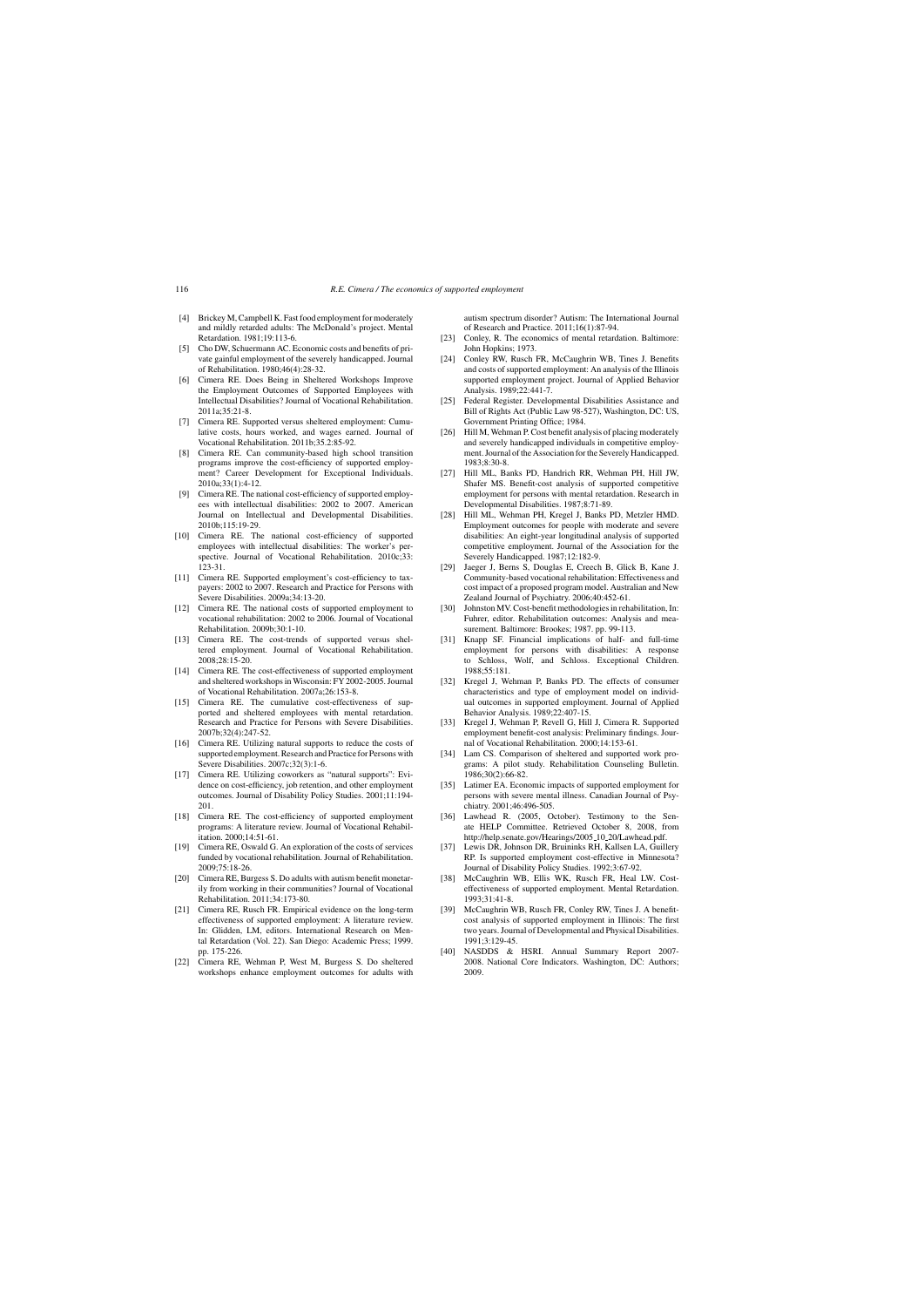- [4] Brickey M, Campbell K. Fast food employment for moderately and mildly retarded adults: The McDonald's project. Mental Retardation. 1981;19:113-6.
- [5] Cho DW, Schuermann AC. Economic costs and benefits of private gainful employment of the severely handicapped. Journal of Rehabilitation. 1980;46(4):28-32.
- [6] Cimera RE. Does Being in Sheltered Workshops Improve the Employment Outcomes of Supported Employees with Intellectual Disabilities? Journal of Vocational Rehabilitation. 2011a;35:21-8.
- [7] Cimera RE. Supported versus sheltered employment: Cumulative costs, hours worked, and wages earned. Journal of Vocational Rehabilitation. 2011b;35.2:85-92.
- [8] Cimera RE. Can community-based high school transition programs improve the cost-efficiency of supported employment? Career Development for Exceptional Individuals. 2010a;33(1):4-12.
- [9] Cimera RE. The national cost-efficiency of supported employees with intellectual disabilities: 2002 to 2007. American Journal on Intellectual and Developmental Disabilities. 2010b;115:19-29.
- [10] Cimera RE. The national cost-efficiency of supported employees with intellectual disabilities: The worker's perspective. Journal of Vocational Rehabilitation. 2010c;33: 123-31.
- [11] Cimera RE. Supported employment's cost-efficiency to taxpayers: 2002 to 2007. Research and Practice for Persons with Severe Disabilities. 2009a;34:13-20.
- [12] Cimera RE. The national costs of supported employment to vocational rehabilitation: 2002 to 2006. Journal of Vocational Rehabilitation. 2009b;30:1-10.
- [13] Cimera RE. The cost-trends of supported versus sheltered employment. Journal of Vocational Rehabilitation. 2008;28:15-20.
- [14] Cimera RE. The cost-effectiveness of supported employment and sheltered workshops in Wisconsin: FY 2002-2005. Journal of Vocational Rehabilitation. 2007a;26:153-8.
- [15] Cimera RE. The cumulative cost-effectiveness of supported and sheltered employees with mental retardation. Research and Practice for Persons with Severe Disabilities. 2007b;32(4):247-52.
- [16] Cimera RE. Utilizing natural supports to reduce the costs of supported employment. Research and Practice for Persons with Severe Disabilities. 2007c;32(3):1-6.
- [17] Cimera RE. Utilizing coworkers as "natural supports": Evidence on cost-efficiency, job retention, and other employment outcomes. Journal of Disability Policy Studies. 2001;11:194-201.
- [18] Cimera RE. The cost-efficiency of supported employment programs: A literature review. Journal of Vocational Rehabilitation. 2000;14:51-61.
- [19] Cimera RE, Oswald G. An exploration of the costs of services funded by vocational rehabilitation. Journal of Rehabilitation. 2009;75:18-26.
- [20] Cimera RE, Burgess S. Do adults with autism benefit monetarily from working in their communities? Journal of Vocational Rehabilitation. 2011;34:173-80.
- [21] Cimera RE, Rusch FR. Empirical evidence on the long-term effectiveness of supported employment: A literature review. In: Glidden, LM, editors. International Research on Mental Retardation (Vol. 22). San Diego: Academic Press; 1999. pp. 175-226.
- [22] Cimera RE, Wehman P, West M, Burgess S. Do sheltered workshops enhance employment outcomes for adults with autism spectrum disorder? Autism: The International Journal of Research and Practice. 2011;16(1):87-94.
- [23] Conley, R. The economics of mental retardation. Baltimore: John Hopkins; 1973.
- [24] Conley RW, Rusch FR, McCaughrin WB, Tines J. Benefits and costs of supported employment: An analysis of the Illinois supported employment project. Journal of Applied Behavior Analysis. 1989;22:441-7.
- [25] Federal Register. Developmental Disabilities Assistance and Bill of Rights Act (Public Law 98-527), Washington, DC: US, Government Printing Office; 1984.
- [26] Hill M, Wehman P. Cost benefit analysis of placing moderately and severely handicapped individuals in competitive employment. Journal of the Association for the Severely Handicapped. 1983;8:30-8.
- [27] Hill ML, Banks PD, Handrich RR, Wehman PH, Hill JW, Shafer MS. Benefit-cost analysis of supported competitive employment for persons with mental retardation. Research in Developmental Disabilities. 1987;8:71-89.
- [28] Hill ML, Wehman PH, Kregel J, Banks PD, Metzler HMD. Employment outcomes for people with moderate and severe disabilities: An eight-year longitudinal analysis of supported competitive employment. Journal of the Association for the Severely Handicapped. 1987;12:182-9.
- [29] Jaeger J, Berns S, Douglas E, Creech B, Glick B, Kane J. Community-based vocational rehabilitation: Effectiveness and cost impact of a proposed program model. Australian and New Zealand Journal of Psychiatry. 2006;40:452-61.
- [30] Johnston MV. Cost-benefit methodologies in rehabilitation, In: Fuhrer, editor. Rehabilitation outcomes: Analysis and measurement. Baltimore: Brookes; 1987. pp. 99-113.
- [31] Knapp SF. Financial implications of half- and full-time employment for persons with disabilities: A response to Schloss, Wolf, and Schloss. Exceptional Children. 1988;55:181.
- [32] Kregel J, Wehman P, Banks PD. The effects of consumer characteristics and type of employment model on individual outcomes in supported employment. Journal of Applied Behavior Analysis. 1989;22:407-15.
- [33] Kregel J, Wehman P, Revell G, Hill J, Cimera R. Supported employment benefit-cost analysis: Preliminary findings. Journal of Vocational Rehabilitation. 2000;14:153-61.
- [34] Lam CS. Comparison of sheltered and supported work programs: A pilot study. Rehabilitation Counseling Bulletin. 1986;30(2):66-82.
- [35] Latimer EA. Economic impacts of supported employment for persons with severe mental illness. Canadian Journal of Psychiatry. 2001;46:496-505.
- [36] Lawhead R. (2005, October). Testimony to the Senate HELP Committee. Retrieved October 8, 2008, from http://help.senate.gov/Hearings/2005_10_20/Lawhead.pdf.
- [37] Lewis DR, Johnson DR, Bruininks RH, Kallsen LA, Guillery RP. Is supported employment cost-effective in Minnesota? Journal of Disability Policy Studies. 1992;3:67-92.
- [38] McCaughrin WB, Ellis WK, Rusch FR, Heal LW. Cost-effectiveness of supported employment. Mental Retardation. 1993;31:41-8.
- [39] McCaughrin WB, Rusch FR, Conley RW, Tines J. A benefit-cost analysis of supported employment in Illinois: The first two years. Journal of Developmental and Physical Disabilities. 1991;3:129-45.
- [40] NASDDS & HSRI. Annual Summary Report 2007-2008. National Core Indicators. Washington, DC: Authors; 2009.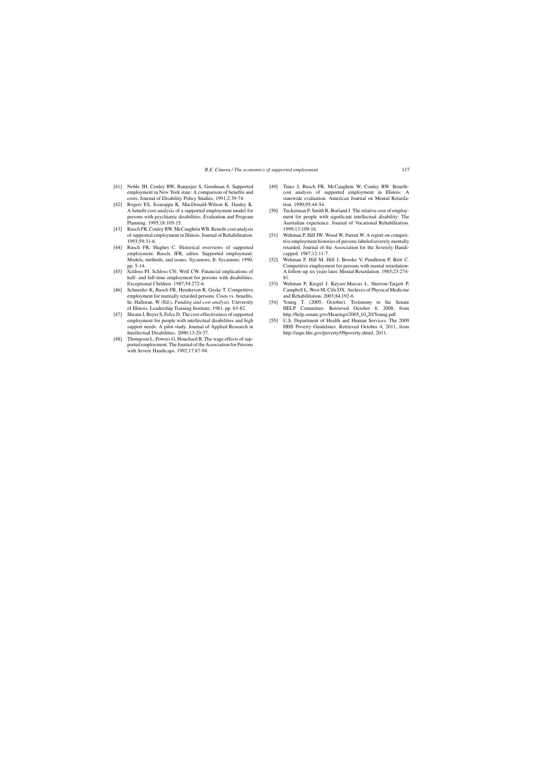[41] Noble JH, Conley RW, Banjerjee S, Goodman S. Supported employment in New York state: A comparison of benefits and costs. Journal of Disability Policy Studies. 1991;2:39-74.

[42] Rogers ES, Sciarappa K, MacDonald-Wilson K, Danley K. A benefit-cost analysis of a supported employment model for persons with psychiatric disabilities. Evaluation and Program Planning. 1995;18:105-15.

[43] Rusch FR, Conley RW, McCaughrin WB. Benefit-cost analysis of supported employment in Illinois. Journal of Rehabilitation. 1993;59:31-6.

[44] Rusch FR, Hughes C. Historical overviews of supported employment. Rusch, IFR, editor. Supported employment: Models, methods, and issues. Sycamore, Il: Sycamore; 1990. pp. 5-14.

[45] Schloss PJ, Schloss CN, Wolf CW. Financial implications of half- and full-time employment for persons with disabilities. Exceptional Children. 1987;54:272-6.

[46] Schneider K, Rusch FR, Henderson R, Geske T. Competitive employment for mentally retarded persons: Costs vs. benefits. In: Halloran, W (Ed.), *Funding and cost analysis*. University of Illinois: Leadership Training Institute; 1981. pp. 63-82.

[47] Shearn J, Beyer S, Felce D. The cost-effectiveness of supported employment for people with intellectual disabilities and high support needs: A pilot study. Journal of Applied Research in Intellectual Disabilities. 2000;13:29-37.

[48] Thompson L, Powers G, Houchard B. The wage effects of supported employment. The Journal of the Association for Persons with Severe Handicaps. 1992;17:87-94.

[49] Tines J, Rusch FR, McCaughrin W, Conley RW. Benefit-cost analysis of supported employment in Illinois: A statewide evaluation. American Journal on Mental Retardation. 1990;95:44-54.

[50] Tuckerman P, Smith R, Borland J. The relative cost of employment for people with significant intellectual disability: The Australian experience. Journal of Vocational Rehabilitation. 1999;13:109-16.

[51] Wehman P, Hill JW, Wood W, Parent W. A report on competitive employment histories of persons labeled severely mentally retarded. Journal of the Association for the Severely Handicapped. 1987;12:11-7.

[52] Wehman P, Hill M, Hill J, Brooke V, Pendleton P, Britt C. Competitive employment for persons with mental retardation: A follow-up six years later. Mental Retardation. 1985;23:274-81.

[53] Wehman P, Kregel J, Keyser-Marcus L, Sherron-Targett P, Campbell L, West M, Cifu DX. Archives of Physical Medicine and Rehabilitation. 2003;84,192-6.

[54] Young T. (2005, October). Testimony to the Senate HELP Committee. Retrieved October 8, 2008, from http://help.senate.gov/Hearings/2005_10_20/Young.pdf.

[55] U.S. Department of Health and Human Services. The 2009 HHS Poverty Guidelines. Retrieved October 4, 2011, from http://aspe.hhs.gov/poverty/09poverty.shtml, 2011.